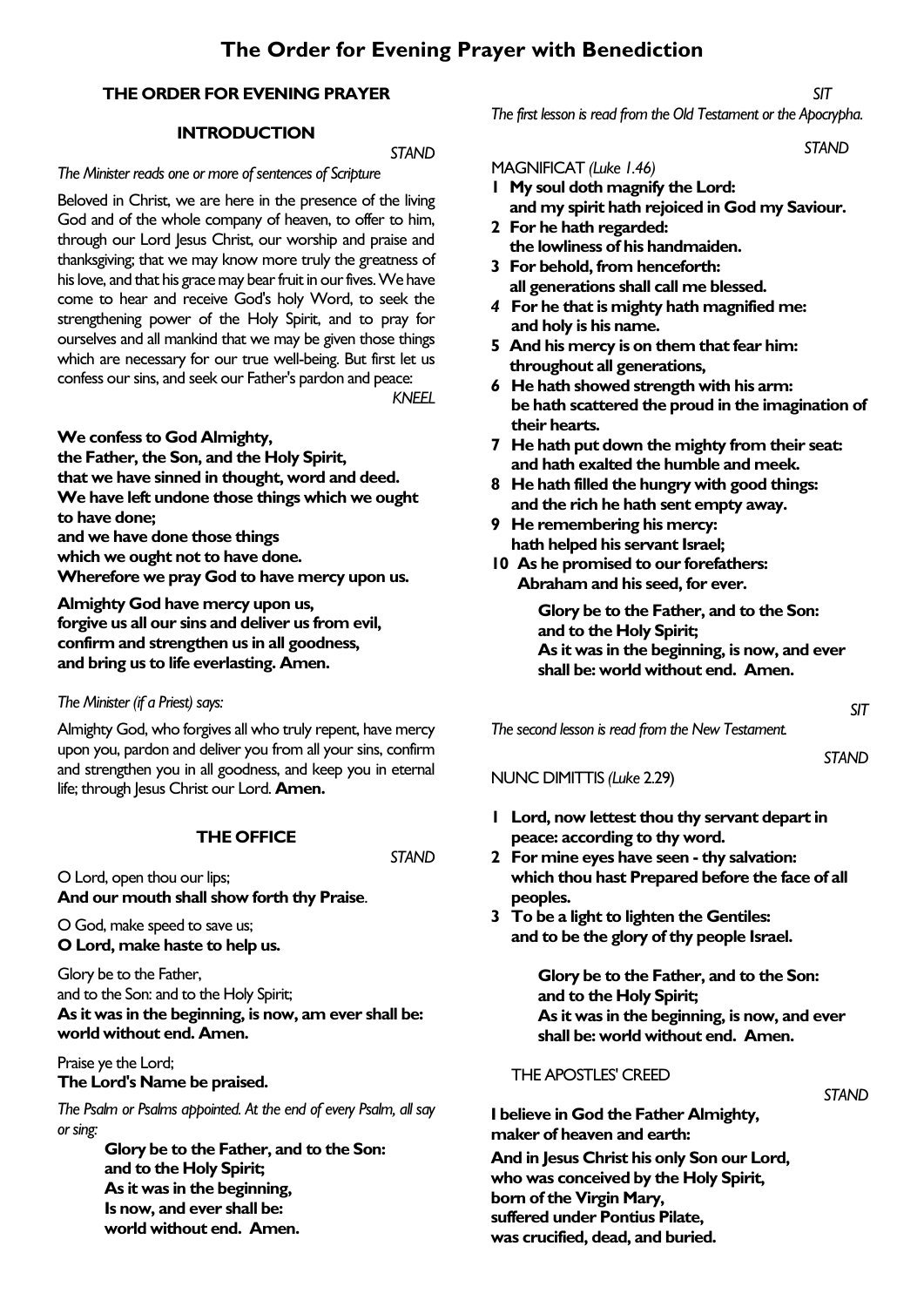# The Order for Evening Prayer with Benediction

## THE ORDER FOR EVENING PRAYER

### INTRODUCTION

*STAND*

*The Minister reads one or more of sentences of Scripture*

Beloved in Christ, we are here in the presence of the living God and of the whole company of heaven, to offer to him, through our Lord Jesus Christ, our worship and praise and thanksgiving; that we may know more truly the greatness of his love, and that his grace may bear fruit in our fives. We have come to hear and receive God's holy Word, to seek the strengthening power of the Holy Spirit, and to pray for ourselves and all mankind that we may be given those things which are necessary for our true well-being. But first let us confess our sins, and seek our Father's pardon and peace:

*KNEEL*

**We confess to God Almighty,**
**the Father, the Son, and the Holy Spirit,**
**that we have sinned in thought, word and deed.**
**We have left undone those things which we ought to have done;**
**and we have done those things**
**which we ought not to have done.**
**Wherefore we pray God to have mercy upon us.**

**Almighty God have mercy upon us,**
**forgive us all our sins and deliver us from evil,**
**confirm and strengthen us in all goodness,**
**and bring us to life everlasting. Amen.**

*The Minister (if a Priest) says:*

Almighty God, who forgives all who truly repent, have mercy upon you, pardon and deliver you from all your sins, confirm and strengthen you in all goodness, and keep you in eternal life; through Jesus Christ our Lord. **Amen.**

### THE OFFICE

*STAND*

O Lord, open thou our lips;
**And our mouth shall show forth thy Praise**.

O God, make speed to save us;
**O Lord, make haste to help us.**

Glory be to the Father,
and to the Son: and to the Holy Spirit;
**As it was in the beginning, is now, am ever shall be: world without end. Amen.**

Praise ye the Lord;
**The Lord's Name be praised.**

*The Psalm or Psalms appointed. At the end of every Psalm, all say or sing:*

> **Glory be to the Father, and to the Son:**
> **and to the Holy Spirit;**
> **As it was in the beginning,**
> **Is now, and ever shall be:**
> **world without end. Amen.**

*SIT*

*The first lesson is read from the Old Testament or the Apocrypha.*

*STAND*

MAGNIFICAT *(Luke 1.46)*

1. **My soul doth magnify the Lord:**
   **and my spirit hath rejoiced in God my Saviour.**
2. **For he hath regarded:**
   **the lowliness of his handmaiden.**
3. **For behold, from henceforth:**
   **all generations shall call me blessed.**
4. **For he that is mighty hath magnified me:**
   **and holy is his name.**
5. **And his mercy is on them that fear him:**
   **throughout all generations,**
6. **He hath showed strength with his arm:**
   **be hath scattered the proud in the imagination of their hearts.**
7. **He hath put down the mighty from their seat:**
   **and hath exalted the humble and meek.**
8. **He hath filled the hungry with good things:**
   **and the rich he hath sent empty away.**
9. **He remembering his mercy:**
   **hath helped his servant Israel;**
10. **As he promised to our forefathers:**
    **Abraham and his seed, for ever.**

> **Glory be to the Father, and to the Son:**
> **and to the Holy Spirit;**
> **As it was in the beginning, is now, and ever shall be: world without end. Amen.**

*SIT*

*The second lesson is read from the New Testament.*

*STAND*

NUNC DIMITTIS *(Luke* 2.29)

1. **Lord, now lettest thou thy servant depart in peace: according to thy word.**
2. **For mine eyes have seen - thy salvation:**
   **which thou hast Prepared before the face of all peoples.**
3. **To be a light to lighten the Gentiles:**
   **and to be the glory of thy people Israel.**

> **Glory be to the Father, and to the Son:**
> **and to the Holy Spirit;**
> **As it was in the beginning, is now, and ever shall be: world without end. Amen.**

THE APOSTLES' CREED

*STAND*

**I believe in God the Father Almighty,**
**maker of heaven and earth:**

**And in Jesus Christ his only Son our Lord,**
**who was conceived by the Holy Spirit,**
**born of the Virgin Mary,**
**suffered under Pontius Pilate,**
**was crucified, dead, and buried.**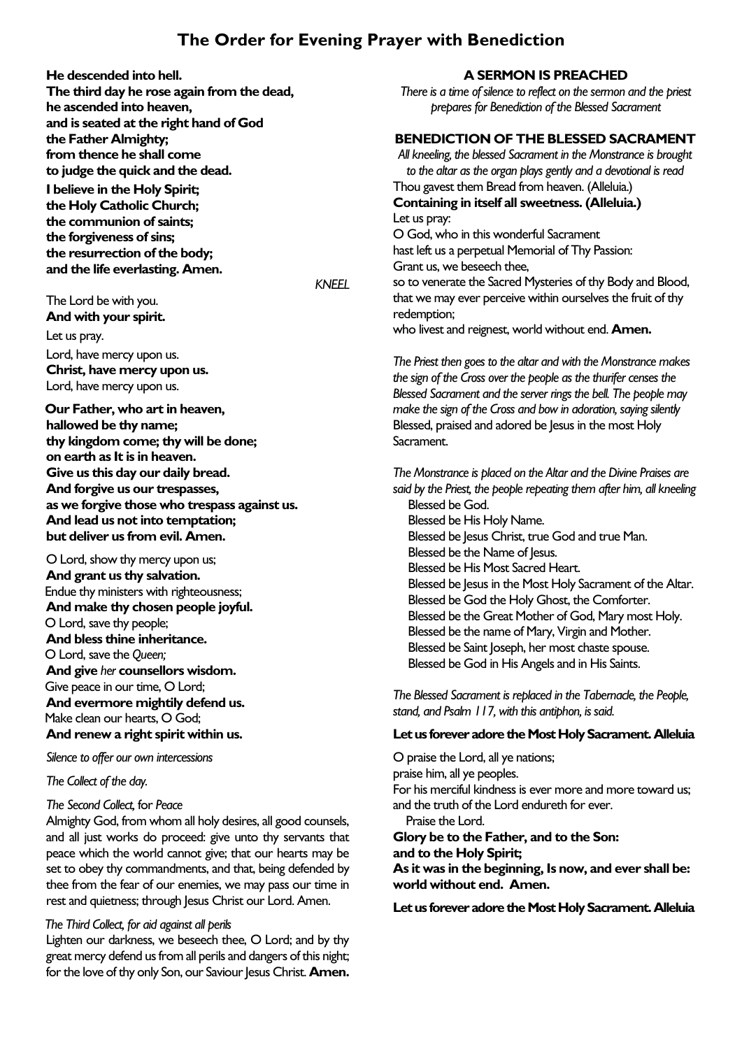# The Order for Evening Prayer with Benediction

**He descended into hell.**
**The third day he rose again from the dead,**
**he ascended into heaven,**
**and is seated at the right hand of God**
**the Father Almighty;**
**from thence he shall come**
**to judge the quick and the dead.**
**I believe in the Holy Spirit;**
**the Holy Catholic Church;**
**the communion of saints;**
**the forgiveness of sins;**
**the resurrection of the body;**
**and the life everlasting. Amen.**

*KNEEL*

The Lord be with you.
**And with your spirit.**

Let us pray.

Lord, have mercy upon us.
**Christ, have mercy upon us.**
Lord, have mercy upon us.

**Our Father, who art in heaven,**
**hallowed be thy name;**
**thy kingdom come; thy will be done;**
**on earth as It is in heaven.**
**Give us this day our daily bread.**
**And forgive us our trespasses,**
**as we forgive those who trespass against us.**
**And lead us not into temptation;**
**but deliver us from evil. Amen.**

O Lord, show thy mercy upon us;
**And grant us thy salvation.**
Endue thy ministers with righteousness;
**And make thy chosen people joyful.**
O Lord, save thy people;
**And bless thine inheritance.**
O Lord, save the *Queen;*
**And give** *her* **counsellors wisdom.**
Give peace in our time, O Lord;
**And evermore mightily defend us.**
Make clean our hearts, O God;
**And renew a right spirit within us.**

*Silence to offer our own intercessions*

*The Collect of the day.*

*The Second Collect,* for *Peace*

Almighty God, from whom all holy desires, all good counsels, and all just works do proceed: give unto thy servants that peace which the world cannot give; that our hearts may be set to obey thy commandments, and that, being defended by thee from the fear of our enemies, we may pass our time in rest and quietness; through Jesus Christ our Lord. Amen.

*The Third Collect, for aid against all perils*

Lighten our darkness, we beseech thee, O Lord; and by thy great mercy defend us from all perils and dangers of this night; for the love of thy only Son, our Saviour Jesus Christ. **Amen.**

## A SERMON IS PREACHED

*There is a time of silence to reflect on the sermon and the priest prepares for Benediction of the Blessed Sacrament*

## BENEDICTION OF THE BLESSED SACRAMENT

*All kneeling, the blessed Sacrament in the Monstrance is brought to the altar as the organ plays gently and a devotional is read*

Thou gavest them Bread from heaven. (Alleluia.)
**Containing in itself all sweetness. (Alleluia.)**
Let us pray:
O God, who in this wonderful Sacrament
hast left us a perpetual Memorial of Thy Passion:
Grant us, we beseech thee,
so to venerate the Sacred Mysteries of thy Body and Blood, that we may ever perceive within ourselves the fruit of thy redemption;
who livest and reignest, world without end. **Amen.**

*The Priest then goes to the altar and with the Monstrance makes the sign of the Cross over the people as the thurifer censes the Blessed Sacrament and the server rings the bell. The people may make the sign of the Cross and bow in adoration, saying silently*
Blessed, praised and adored be Jesus in the most Holy Sacrament.

*The Monstrance is placed on the Altar and the Divine Praises are said by the Priest, the people repeating them after him, all kneeling*

Blessed be God.
Blessed be His Holy Name.
Blessed be Jesus Christ, true God and true Man.
Blessed be the Name of Jesus.
Blessed be His Most Sacred Heart.
Blessed be Jesus in the Most Holy Sacrament of the Altar.
Blessed be God the Holy Ghost, the Comforter.
Blessed be the Great Mother of God, Mary most Holy.
Blessed be the name of Mary, Virgin and Mother.
Blessed be Saint Joseph, her most chaste spouse.
Blessed be God in His Angels and in His Saints.

*The Blessed Sacrament is replaced in the Tabernacle, the People, stand, and Psalm 117, with this antiphon, is said.*

**Let us forever adore the Most Holy Sacrament. Alleluia**

O praise the Lord, all ye nations;
praise him, all ye peoples.
For his merciful kindness is ever more and more toward us;
and the truth of the Lord endureth for ever.
Praise the Lord.
**Glory be to the Father, and to the Son:**
**and to the Holy Spirit;**
**As it was in the beginning, Is now, and ever shall be:**
**world without end. Amen.**

**Let us forever adore the Most Holy Sacrament. Alleluia**